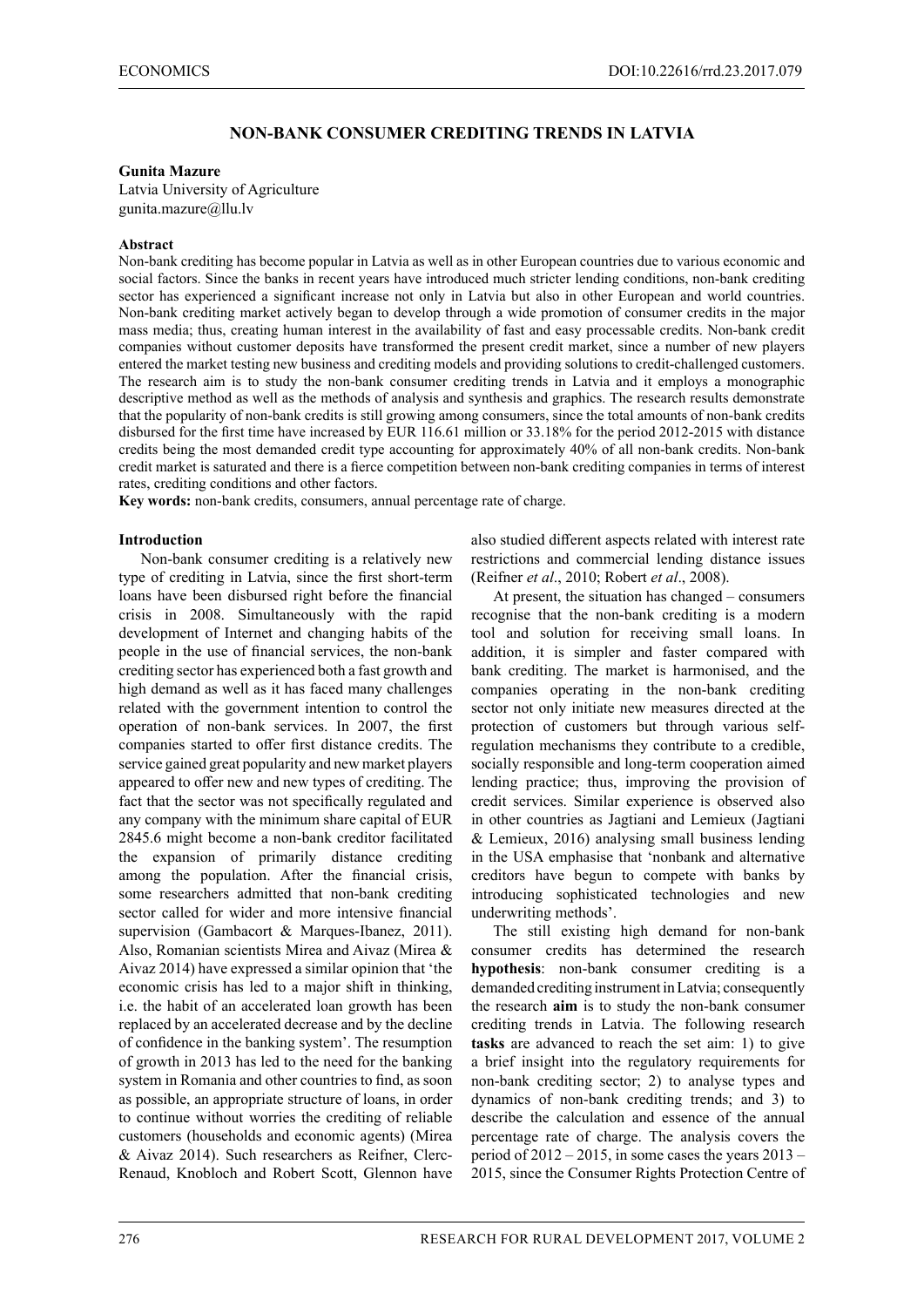# NON-BANK CONSUMER CREDITING TRENDS IN LATVIA

**Gunita Mazure**

Latvia University of Agriculture

gunita.mazure@llu.lv

## Abstract

Non-bank crediting has become popular in Latvia as well as in other European countries due to various economic and social factors. Since the banks in recent years have introduced much stricter lending conditions, non-bank crediting sector has experienced a significant increase not only in Latvia but also in other European and world countries. Non-bank crediting market actively began to develop through a wide promotion of consumer credits in the major mass media; thus, creating human interest in the availability of fast and easy processable credits. Non-bank credit companies without customer deposits have transformed the present credit market, since a number of new players entered the market testing new business and crediting models and providing solutions to credit-challenged customers. The research aim is to study the non-bank consumer crediting trends in Latvia and it employs a monographic descriptive method as well as the methods of analysis and synthesis and graphics. The research results demonstrate that the popularity of non-bank credits is still growing among consumers, since the total amounts of non-bank credits disbursed for the first time have increased by EUR 116.61 million or 33.18% for the period 2012-2015 with distance credits being the most demanded credit type accounting for approximately 40% of all non-bank credits. Non-bank credit market is saturated and there is a fierce competition between non-bank crediting companies in terms of interest rates, crediting conditions and other factors.

**Key words:** non-bank credits, consumers, annual percentage rate of charge.

## Introduction

Non-bank consumer crediting is a relatively new type of crediting in Latvia, since the first short-term loans have been disbursed right before the financial crisis in 2008. Simultaneously with the rapid development of Internet and changing habits of the people in the use of financial services, the non-bank crediting sector has experienced both a fast growth and high demand as well as it has faced many challenges related with the government intention to control the operation of non-bank services. In 2007, the first companies started to offer first distance credits. The service gained great popularity and new market players appeared to offer new and new types of crediting. The fact that the sector was not specifically regulated and any company with the minimum share capital of EUR 2845.6 might become a non-bank creditor facilitated the expansion of primarily distance crediting among the population. After the financial crisis, some researchers admitted that non-bank crediting sector called for wider and more intensive financial supervision (Gambacort & Marques-Ibanez, 2011). Also, Romanian scientists Mirea and Aivaz (Mirea & Aivaz 2014) have expressed a similar opinion that 'the economic crisis has led to a major shift in thinking, i.e. the habit of an accelerated loan growth has been replaced by an accelerated decrease and by the decline of confidence in the banking system'. The resumption of growth in 2013 has led to the need for the banking system in Romania and other countries to find, as soon as possible, an appropriate structure of loans, in order to continue without worries the crediting of reliable customers (households and economic agents) (Mirea & Aivaz 2014). Such researchers as Reifner, Clerc-Renaud, Knobloch and Robert Scott, Glennon have also studied different aspects related with interest rate restrictions and commercial lending distance issues (Reifner *et al*., 2010; Robert *et al*., 2008).

At present, the situation has changed – consumers recognise that the non-bank crediting is a modern tool and solution for receiving small loans. In addition, it is simpler and faster compared with bank crediting. The market is harmonised, and the companies operating in the non-bank crediting sector not only initiate new measures directed at the protection of customers but through various self-regulation mechanisms they contribute to a credible, socially responsible and long-term cooperation aimed lending practice; thus, improving the provision of credit services. Similar experience is observed also in other countries as Jagtiani and Lemieux (Jagtiani & Lemieux, 2016) analysing small business lending in the USA emphasise that 'nonbank and alternative creditors have begun to compete with banks by introducing sophisticated technologies and new underwriting methods'.

The still existing high demand for non-bank consumer credits has determined the research **hypothesis**: non-bank consumer crediting is a demanded crediting instrument in Latvia; consequently the research **aim** is to study the non-bank consumer crediting trends in Latvia. The following research **tasks** are advanced to reach the set aim: 1) to give a brief insight into the regulatory requirements for non-bank crediting sector; 2) to analyse types and dynamics of non-bank crediting trends; and 3) to describe the calculation and essence of the annual percentage rate of charge. The analysis covers the period of 2012 – 2015, in some cases the years 2013 – 2015, since the Consumer Rights Protection Centre of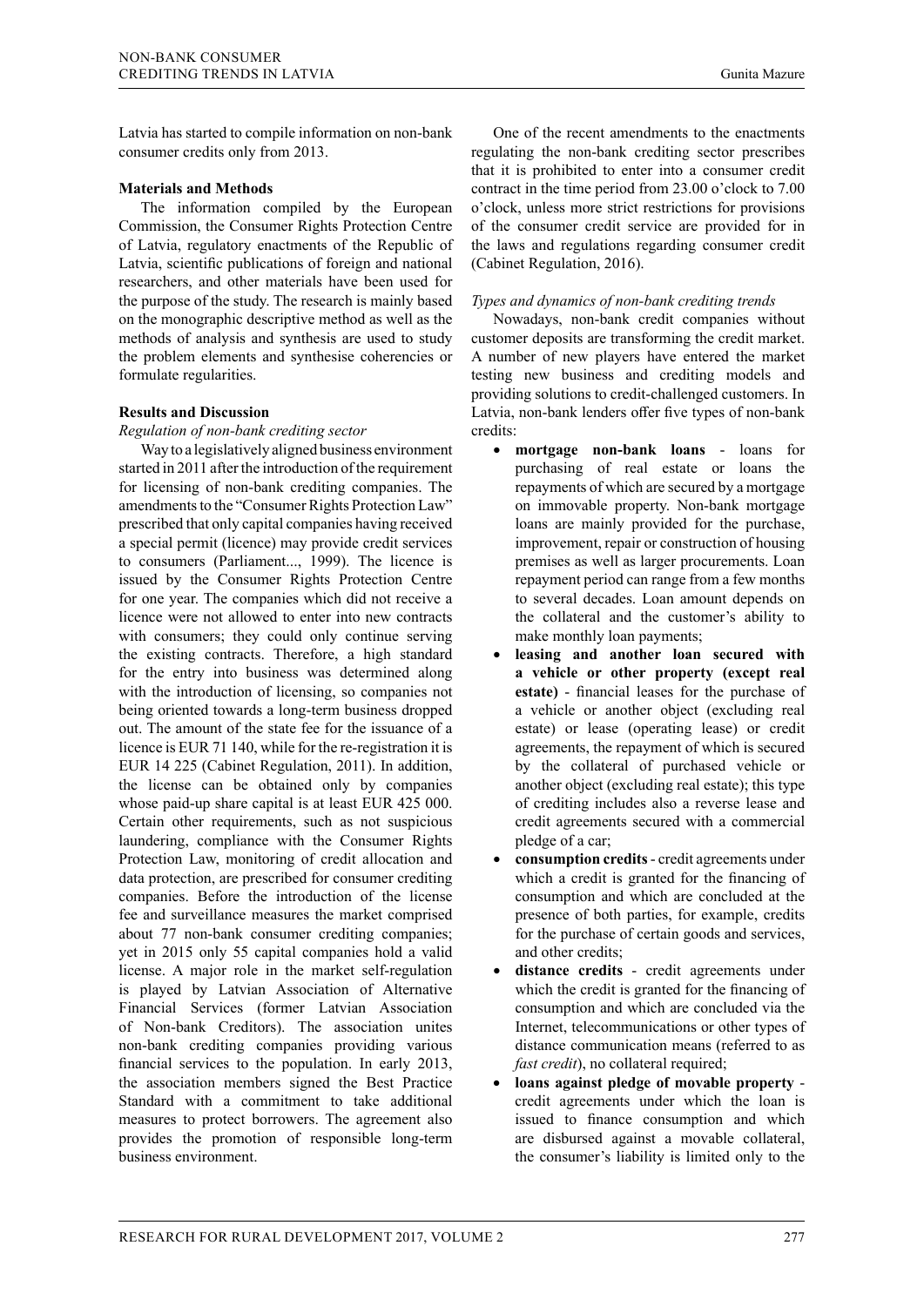Latvia has started to compile information on non-bank consumer credits only from 2013.

## Materials and Methods

The information compiled by the European Commission, the Consumer Rights Protection Centre of Latvia, regulatory enactments of the Republic of Latvia, scientific publications of foreign and national researchers, and other materials have been used for the purpose of the study. The research is mainly based on the monographic descriptive method as well as the methods of analysis and synthesis are used to study the problem elements and synthesise coherencies or formulate regularities.

## Results and Discussion

### *Regulation of non-bank crediting sector*

Way to a legislatively aligned business environment started in 2011 after the introduction of the requirement for licensing of non-bank crediting companies. The amendments to the "Consumer Rights Protection Law" prescribed that only capital companies having received a special permit (licence) may provide credit services to consumers (Parliament..., 1999). The licence is issued by the Consumer Rights Protection Centre for one year. The companies which did not receive a licence were not allowed to enter into new contracts with consumers; they could only continue serving the existing contracts. Therefore, a high standard for the entry into business was determined along with the introduction of licensing, so companies not being oriented towards a long-term business dropped out. The amount of the state fee for the issuance of a licence is EUR 71 140, while for the re-registration it is EUR 14 225 (Cabinet Regulation, 2011). In addition, the license can be obtained only by companies whose paid-up share capital is at least EUR 425 000. Certain other requirements, such as not suspicious laundering, compliance with the Consumer Rights Protection Law, monitoring of credit allocation and data protection, are prescribed for consumer crediting companies. Before the introduction of the license fee and surveillance measures the market comprised about 77 non-bank consumer crediting companies; yet in 2015 only 55 capital companies hold a valid license. A major role in the market self-regulation is played by Latvian Association of Alternative Financial Services (former Latvian Association of Non-bank Creditors). The association unites non-bank crediting companies providing various financial services to the population. In early 2013, the association members signed the Best Practice Standard with a commitment to take additional measures to protect borrowers. The agreement also provides the promotion of responsible long-term business environment.

One of the recent amendments to the enactments regulating the non-bank crediting sector prescribes that it is prohibited to enter into a consumer credit contract in the time period from 23.00 o'clock to 7.00 o'clock, unless more strict restrictions for provisions of the consumer credit service are provided for in the laws and regulations regarding consumer credit (Cabinet Regulation, 2016).

### *Types and dynamics of non-bank crediting trends*

Nowadays, non-bank credit companies without customer deposits are transforming the credit market. A number of new players have entered the market testing new business and crediting models and providing solutions to credit-challenged customers. In Latvia, non-bank lenders offer five types of non-bank credits:

- **mortgage non-bank loans** - loans for purchasing of real estate or loans the repayments of which are secured by a mortgage on immovable property. Non-bank mortgage loans are mainly provided for the purchase, improvement, repair or construction of housing premises as well as larger procurements. Loan repayment period can range from a few months to several decades. Loan amount depends on the collateral and the customer's ability to make monthly loan payments;
- **leasing and another loan secured with a vehicle or other property (except real estate)** - financial leases for the purchase of a vehicle or another object (excluding real estate) or lease (operating lease) or credit agreements, the repayment of which is secured by the collateral of purchased vehicle or another object (excluding real estate); this type of crediting includes also a reverse lease and credit agreements secured with a commercial pledge of a car;
- **consumption credits** - credit agreements under which a credit is granted for the financing of consumption and which are concluded at the presence of both parties, for example, credits for the purchase of certain goods and services, and other credits;
- **distance credits** - credit agreements under which the credit is granted for the financing of consumption and which are concluded via the Internet, telecommunications or other types of distance communication means (referred to as *fast credit*), no collateral required;
- **loans against pledge of movable property** - credit agreements under which the loan is issued to finance consumption and which are disbursed against a movable collateral, the consumer's liability is limited only to the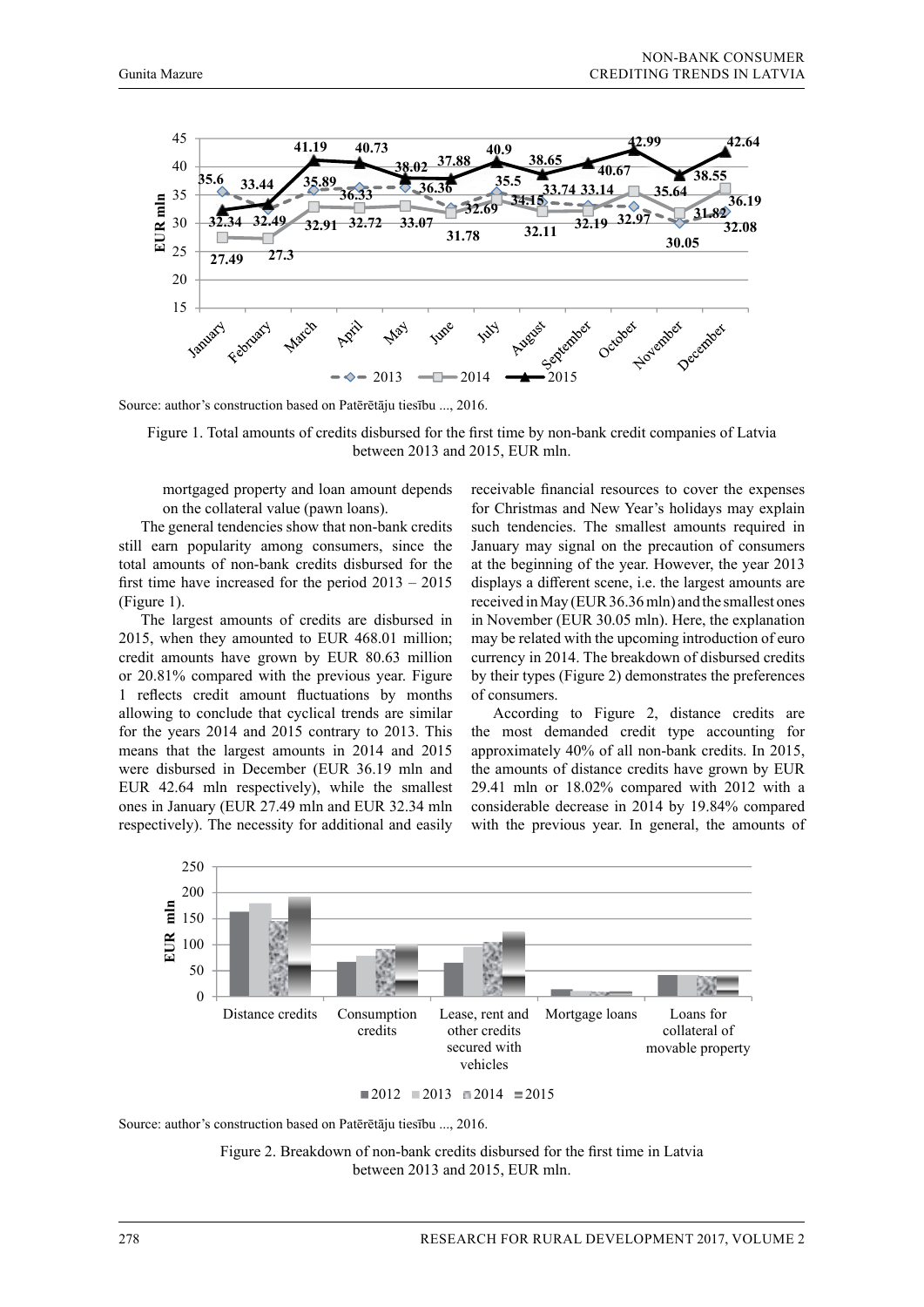Source: author's construction based on Patērētāju tiesību ..., 2016.

Figure 1. Total amounts of credits disbursed for the first time by non-bank credit companies of Latvia between 2013 and 2015, EUR mln.

mortgaged property and loan amount depends on the collateral value (pawn loans).

The general tendencies show that non-bank credits still earn popularity among consumers, since the total amounts of non-bank credits disbursed for the first time have increased for the period 2013 – 2015 (Figure 1).

The largest amounts of credits are disbursed in 2015, when they amounted to EUR 468.01 million; credit amounts have grown by EUR 80.63 million or 20.81% compared with the previous year. Figure 1 reflects credit amount fluctuations by months allowing to conclude that cyclical trends are similar for the years 2014 and 2015 contrary to 2013. This means that the largest amounts in 2014 and 2015 were disbursed in December (EUR 36.19 mln and EUR 42.64 mln respectively), while the smallest ones in January (EUR 27.49 mln and EUR 32.34 mln respectively). The necessity for additional and easily receivable financial resources to cover the expenses for Christmas and New Year's holidays may explain such tendencies. The smallest amounts required in January may signal on the precaution of consumers at the beginning of the year. However, the year 2013 displays a different scene, i.e. the largest amounts are received in May (EUR 36.36 mln) and the smallest ones in November (EUR 30.05 mln). Here, the explanation may be related with the upcoming introduction of euro currency in 2014. The breakdown of disbursed credits by their types (Figure 2) demonstrates the preferences of consumers.

According to Figure 2, distance credits are the most demanded credit type accounting for approximately 40% of all non-bank credits. In 2015, the amounts of distance credits have grown by EUR 29.41 mln or 18.02% compared with 2012 with a considerable decrease in 2014 by 19.84% compared with the previous year. In general, the amounts of

Source: author's construction based on Patērētāju tiesību ..., 2016.

Figure 2. Breakdown of non-bank credits disbursed for the first time in Latvia between 2013 and 2015, EUR mln.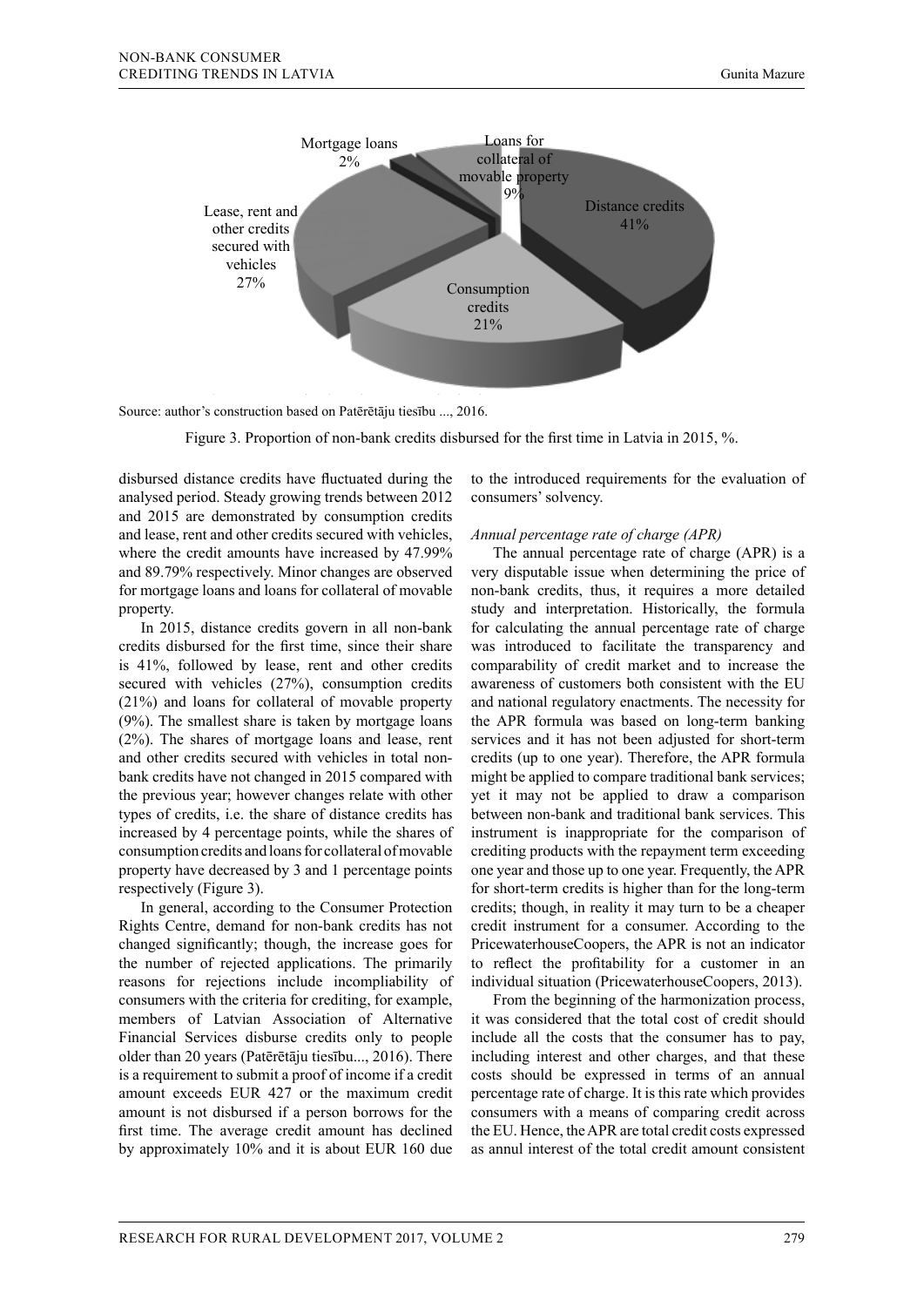Source: author's construction based on Patērētāju tiesību ..., 2016.

Figure 3. Proportion of non-bank credits disbursed for the first time in Latvia in 2015, %.

disbursed distance credits have fluctuated during the analysed period. Steady growing trends between 2012 and 2015 are demonstrated by consumption credits and lease, rent and other credits secured with vehicles, where the credit amounts have increased by 47.99% and 89.79% respectively. Minor changes are observed for mortgage loans and loans for collateral of movable property.

In 2015, distance credits govern in all non-bank credits disbursed for the first time, since their share is 41%, followed by lease, rent and other credits secured with vehicles (27%), consumption credits (21%) and loans for collateral of movable property (9%). The smallest share is taken by mortgage loans (2%). The shares of mortgage loans and lease, rent and other credits secured with vehicles in total non-bank credits have not changed in 2015 compared with the previous year; however changes relate with other types of credits, i.e. the share of distance credits has increased by 4 percentage points, while the shares of consumption credits and loans for collateral of movable property have decreased by 3 and 1 percentage points respectively (Figure 3).

In general, according to the Consumer Protection Rights Centre, demand for non-bank credits has not changed significantly; though, the increase goes for the number of rejected applications. The primarily reasons for rejections include incompliability of consumers with the criteria for crediting, for example, members of Latvian Association of Alternative Financial Services disburse credits only to people older than 20 years (Patērētāju tiesību..., 2016). There is a requirement to submit a proof of income if a credit amount exceeds EUR 427 or the maximum credit amount is not disbursed if a person borrows for the first time. The average credit amount has declined by approximately 10% and it is about EUR 160 due to the introduced requirements for the evaluation of consumers' solvency.

*Annual percentage rate of charge (APR)*

The annual percentage rate of charge (APR) is a very disputable issue when determining the price of non-bank credits, thus, it requires a more detailed study and interpretation. Historically, the formula for calculating the annual percentage rate of charge was introduced to facilitate the transparency and comparability of credit market and to increase the awareness of customers both consistent with the EU and national regulatory enactments. The necessity for the APR formula was based on long-term banking services and it has not been adjusted for short-term credits (up to one year). Therefore, the APR formula might be applied to compare traditional bank services; yet it may not be applied to draw a comparison between non-bank and traditional bank services. This instrument is inappropriate for the comparison of crediting products with the repayment term exceeding one year and those up to one year. Frequently, the APR for short-term credits is higher than for the long-term credits; though, in reality it may turn to be a cheaper credit instrument for a consumer. According to the PricewaterhouseCoopers, the APR is not an indicator to reflect the profitability for a customer in an individual situation (PricewaterhouseCoopers, 2013).

From the beginning of the harmonization process, it was considered that the total cost of credit should include all the costs that the consumer has to pay, including interest and other charges, and that these costs should be expressed in terms of an annual percentage rate of charge. It is this rate which provides consumers with a means of comparing credit across the EU. Hence, the APR are total credit costs expressed as annul interest of the total credit amount consistent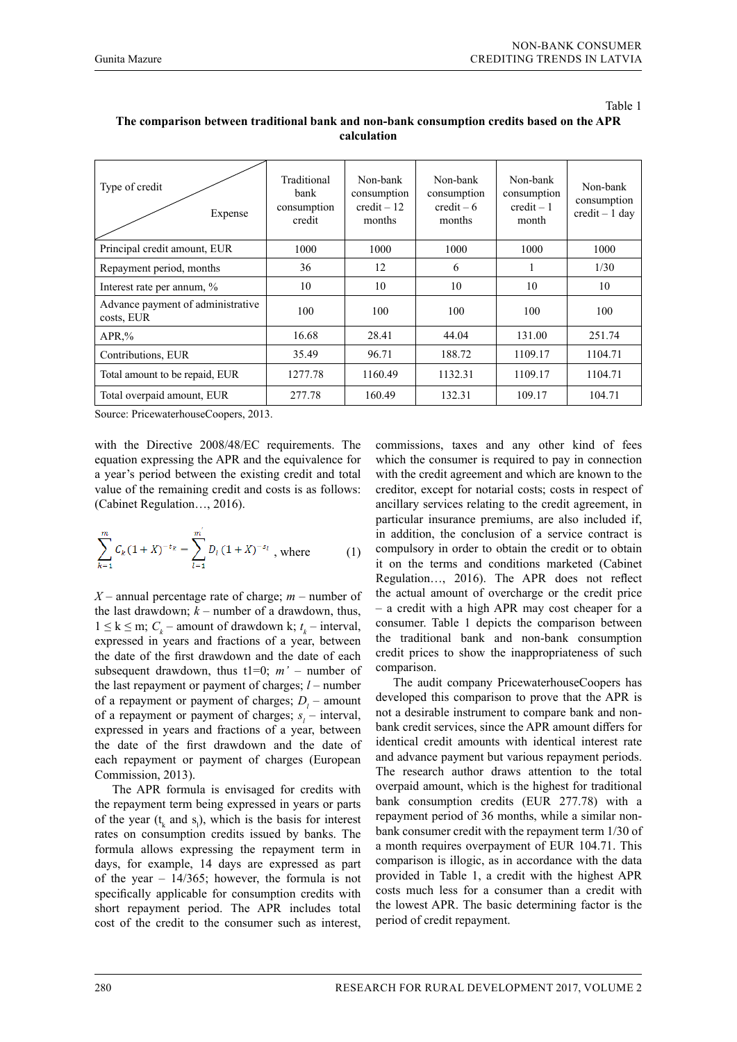Table 1

**The comparison between traditional bank and non-bank consumption credits based on the APR calculation**

| Type of credit / Expense | Traditional bank consumption credit | Non-bank consumption credit – 12 months | Non-bank consumption credit – 6 months | Non-bank consumption credit – 1 month | Non-bank consumption credit – 1 day |
|---|---|---|---|---|---|
| Principal credit amount, EUR | 1000 | 1000 | 1000 | 1000 | 1000 |
| Repayment period, months | 36 | 12 | 6 | 1 | 1/30 |
| Interest rate per annum, % | 10 | 10 | 10 | 10 | 10 |
| Advance payment of administrative costs, EUR | 100 | 100 | 100 | 100 | 100 |
| APR,% | 16.68 | 28.41 | 44.04 | 131.00 | 251.74 |
| Contributions, EUR | 35.49 | 96.71 | 188.72 | 1109.17 | 1104.71 |
| Total amount to be repaid, EUR | 1277.78 | 1160.49 | 1132.31 | 1109.17 | 1104.71 |
| Total overpaid amount, EUR | 277.78 | 160.49 | 132.31 | 109.17 | 104.71 |

Source: PricewaterhouseCoopers, 2013.

with the Directive 2008/48/EC requirements. The equation expressing the APR and the equivalence for a year's period between the existing credit and total value of the remaining credit and costs is as follows: (Cabinet Regulation…, 2016).

$$\sum_{k=1}^{m} C_k (1+X)^{-t_k} = \sum_{l=1}^{m'} D_l (1+X)^{-s_l} \text{, where} \qquad (1)$$

$X$ – annual percentage rate of charge; $m$ – number of the last drawdown; $k$ – number of a drawdown, thus, $1 \leq k \leq m$; $C_k$ – amount of drawdown k; $t_k$ – interval, expressed in years and fractions of a year, between the date of the first drawdown and the date of each subsequent drawdown, thus t1=0; $m'$ – number of the last repayment or payment of charges; $l$ – number of a repayment or payment of charges; $D_l$ – amount of a repayment or payment of charges; $s_l$ – interval, expressed in years and fractions of a year, between the date of the first drawdown and the date of each repayment or payment of charges (European Commission, 2013).

The APR formula is envisaged for credits with the repayment term being expressed in years or parts of the year ($t_k$ and $s_l$), which is the basis for interest rates on consumption credits issued by banks. The formula allows expressing the repayment term in days, for example, 14 days are expressed as part of the year – 14/365; however, the formula is not specifically applicable for consumption credits with short repayment period. The APR includes total cost of the credit to the consumer such as interest, commissions, taxes and any other kind of fees which the consumer is required to pay in connection with the credit agreement and which are known to the creditor, except for notarial costs; costs in respect of ancillary services relating to the credit agreement, in particular insurance premiums, are also included if, in addition, the conclusion of a service contract is compulsory in order to obtain the credit or to obtain it on the terms and conditions marketed (Cabinet Regulation…, 2016). The APR does not reflect the actual amount of overcharge or the credit price – a credit with a high APR may cost cheaper for a consumer. Table 1 depicts the comparison between the traditional bank and non-bank consumption credit prices to show the inappropriateness of such comparison.

The audit company PricewaterhouseCoopers has developed this comparison to prove that the APR is not a desirable instrument to compare bank and non-bank credit services, since the APR amount differs for identical credit amounts with identical interest rate and advance payment but various repayment periods. The research author draws attention to the total overpaid amount, which is the highest for traditional bank consumption credits (EUR 277.78) with a repayment period of 36 months, while a similar non-bank consumer credit with the repayment term 1/30 of a month requires overpayment of EUR 104.71. This comparison is illogic, as in accordance with the data provided in Table 1, a credit with the highest APR costs much less for a consumer than a credit with the lowest APR. The basic determining factor is the period of credit repayment.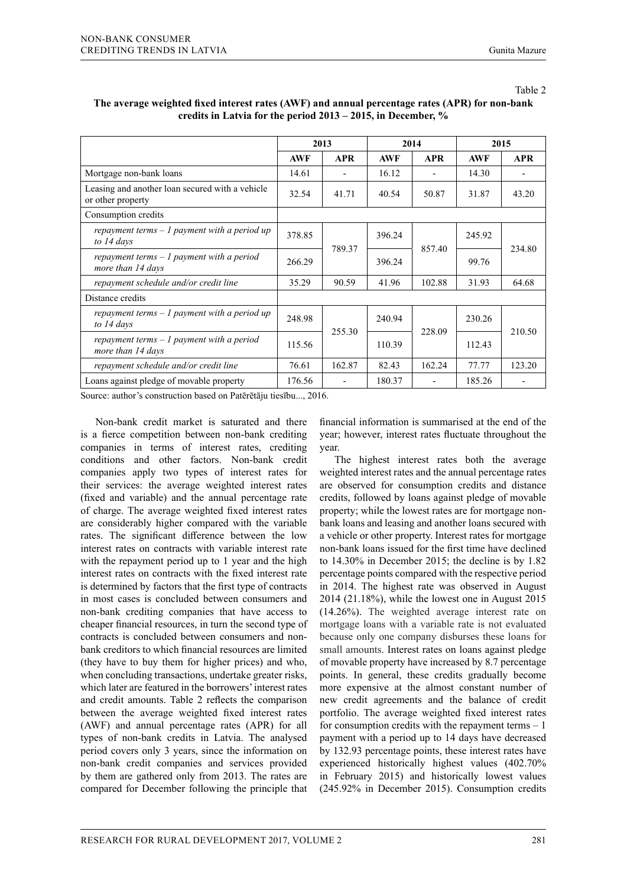Table 2

**The average weighted fixed interest rates (AWF) and annual percentage rates (APR) for non-bank credits in Latvia for the period 2013 – 2015, in December, %**

| | 2013 | | 2014 | | 2015 | |
|---|---|---|---|---|---|---|
| | **AWF** | **APR** | **AWF** | **APR** | **AWF** | **APR** |
| Mortgage non-bank loans | 14.61 | - | 16.12 | - | 14.30 | - |
| Leasing and another loan secured with a vehicle or other property | 32.54 | 41.71 | 40.54 | 50.87 | 31.87 | 43.20 |
| Consumption credits | | | | | | |
| *repayment terms – 1 payment with a period up to 14 days* | 378.85 | 789.37 | 396.24 | 857.40 | 245.92 | 234.80 |
| *repayment terms – 1 payment with a period more than 14 days* | 266.29 | | 396.24 | | 99.76 | |
| *repayment schedule and/or credit line* | 35.29 | 90.59 | 41.96 | 102.88 | 31.93 | 64.68 |
| Distance credits | | | | | | |
| *repayment terms – 1 payment with a period up to 14 days* | 248.98 | 255.30 | 240.94 | 228.09 | 230.26 | 210.50 |
| *repayment terms – 1 payment with a period more than 14 days* | 115.56 | | 110.39 | | 112.43 | |
| *repayment schedule and/or credit line* | 76.61 | 162.87 | 82.43 | 162.24 | 77.77 | 123.20 |
| Loans against pledge of movable property | 176.56 | - | 180.37 | - | 185.26 | - |

Source: author's construction based on Patērētāju tiesību..., 2016.

Non-bank credit market is saturated and there is a fierce competition between non-bank crediting companies in terms of interest rates, crediting conditions and other factors. Non-bank credit companies apply two types of interest rates for their services: the average weighted interest rates (fixed and variable) and the annual percentage rate of charge. The average weighted fixed interest rates are considerably higher compared with the variable rates. The significant difference between the low interest rates on contracts with variable interest rate with the repayment period up to 1 year and the high interest rates on contracts with the fixed interest rate is determined by factors that the first type of contracts in most cases is concluded between consumers and non-bank crediting companies that have access to cheaper financial resources, in turn the second type of contracts is concluded between consumers and non-bank creditors to which financial resources are limited (they have to buy them for higher prices) and who, when concluding transactions, undertake greater risks, which later are featured in the borrowers' interest rates and credit amounts. Table 2 reflects the comparison between the average weighted fixed interest rates (AWF) and annual percentage rates (APR) for all types of non-bank credits in Latvia. The analysed period covers only 3 years, since the information on non-bank credit companies and services provided by them are gathered only from 2013. The rates are compared for December following the principle that financial information is summarised at the end of the year; however, interest rates fluctuate throughout the year.

The highest interest rates both the average weighted interest rates and the annual percentage rates are observed for consumption credits and distance credits, followed by loans against pledge of movable property; while the lowest rates are for mortgage non-bank loans and leasing and another loans secured with a vehicle or other property. Interest rates for mortgage non-bank loans issued for the first time have declined to 14.30% in December 2015; the decline is by 1.82 percentage points compared with the respective period in 2014. The highest rate was observed in August 2014 (21.18%), while the lowest one in August 2015 (14.26%). The weighted average interest rate on mortgage loans with a variable rate is not evaluated because only one company disburses these loans for small amounts. Interest rates on loans against pledge of movable property have increased by 8.7 percentage points. In general, these credits gradually become more expensive at the almost constant number of new credit agreements and the balance of credit portfolio. The average weighted fixed interest rates for consumption credits with the repayment terms – 1 payment with a period up to 14 days have decreased by 132.93 percentage points, these interest rates have experienced historically highest values (402.70% in February 2015) and historically lowest values (245.92% in December 2015). Consumption credits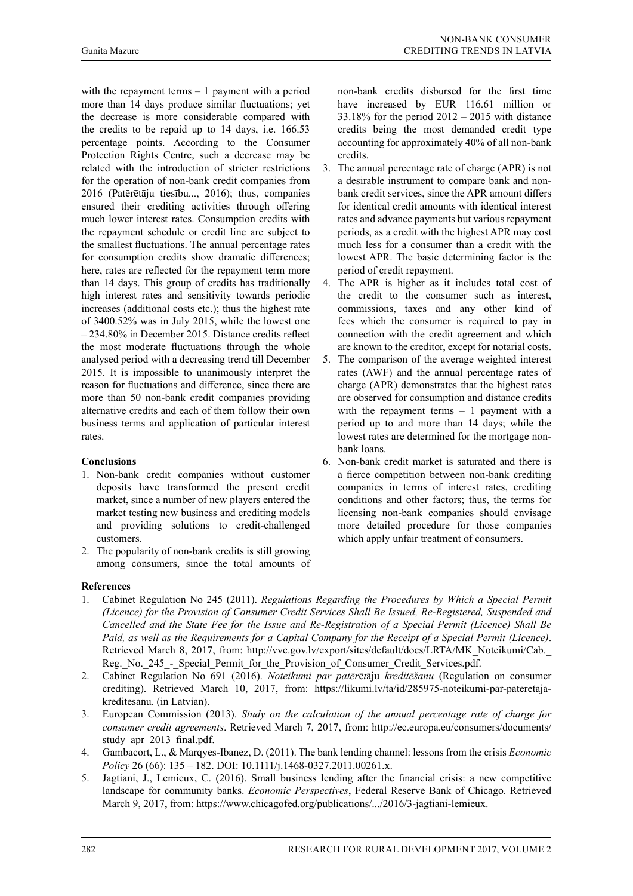with the repayment terms – 1 payment with a period more than 14 days produce similar fluctuations; yet the decrease is more considerable compared with the credits to be repaid up to 14 days, i.e. 166.53 percentage points. According to the Consumer Protection Rights Centre, such a decrease may be related with the introduction of stricter restrictions for the operation of non-bank credit companies from 2016 (Patērētāju tiesību..., 2016); thus, companies ensured their crediting activities through offering much lower interest rates. Consumption credits with the repayment schedule or credit line are subject to the smallest fluctuations. The annual percentage rates for consumption credits show dramatic differences; here, rates are reflected for the repayment term more than 14 days. This group of credits has traditionally high interest rates and sensitivity towards periodic increases (additional costs etc.); thus the highest rate of 3400.52% was in July 2015, while the lowest one – 234.80% in December 2015. Distance credits reflect the most moderate fluctuations through the whole analysed period with a decreasing trend till December 2015. It is impossible to unanimously interpret the reason for fluctuations and difference, since there are more than 50 non-bank credit companies providing alternative credits and each of them follow their own business terms and application of particular interest rates.

## Conclusions

1. Non-bank credit companies without customer deposits have transformed the present credit market, since a number of new players entered the market testing new business and crediting models and providing solutions to credit-challenged customers.
2. The popularity of non-bank credits is still growing among consumers, since the total amounts of non-bank credits disbursed for the first time have increased by EUR 116.61 million or 33.18% for the period 2012 – 2015 with distance credits being the most demanded credit type accounting for approximately 40% of all non-bank credits.
3. The annual percentage rate of charge (APR) is not a desirable instrument to compare bank and non-bank credit services, since the APR amount differs for identical credit amounts with identical interest rates and advance payments but various repayment periods, as a credit with the highest APR may cost much less for a consumer than a credit with the lowest APR. The basic determining factor is the period of credit repayment.
4. The APR is higher as it includes total cost of the credit to the consumer such as interest, commissions, taxes and any other kind of fees which the consumer is required to pay in connection with the credit agreement and which are known to the creditor, except for notarial costs.
5. The comparison of the average weighted interest rates (AWF) and the annual percentage rates of charge (APR) demonstrates that the highest rates are observed for consumption and distance credits with the repayment terms – 1 payment with a period up to and more than 14 days; while the lowest rates are determined for the mortgage non-bank loans.
6. Non-bank credit market is saturated and there is a fierce competition between non-bank crediting companies in terms of interest rates, crediting conditions and other factors; thus, the terms for licensing non-bank companies should envisage more detailed procedure for those companies which apply unfair treatment of consumers.

## References

1. Cabinet Regulation No 245 (2011). *Regulations Regarding the Procedures by Which a Special Permit (Licence) for the Provision of Consumer Credit Services Shall Be Issued, Re-Registered, Suspended and Cancelled and the State Fee for the Issue and Re-Registration of a Special Permit (Licence) Shall Be Paid, as well as the Requirements for a Capital Company for the Receipt of a Special Permit (Licence)*. Retrieved March 8, 2017, from: http://vvc.gov.lv/export/sites/default/docs/LRTA/MK_Noteikumi/Cab._Reg._No._245_-_Special_Permit_for_the_Provision_of_Consumer_Credit_Services.pdf.
2. Cabinet Regulation No 691 (2016). *Noteikumi par patērētāju kreditēšanu* (Regulation on consumer crediting). Retrieved March 10, 2017, from: https://likumi.lv/ta/id/285975-noteikumi-par-pateretaja-kreditesanu. (in Latvian).
3. European Commission (2013). *Study on the calculation of the annual percentage rate of charge for consumer credit agreements*. Retrieved March 7, 2017, from: http://ec.europa.eu/consumers/documents/study_apr_2013_final.pdf.
4. Gambacort, L., & Marqyes-Ibanez, D. (2011). The bank lending channel: lessons from the crisis *Economic Policy* 26 (66): 135 – 182. DOI: 10.1111/j.1468-0327.2011.00261.x.
5. Jagtiani, J., Lemieux, C. (2016). Small business lending after the financial crisis: a new competitive landscape for community banks. *Economic Perspectives*, Federal Reserve Bank of Chicago. Retrieved March 9, 2017, from: https://www.chicagofed.org/publications/.../2016/3-jagtiani-lemieux.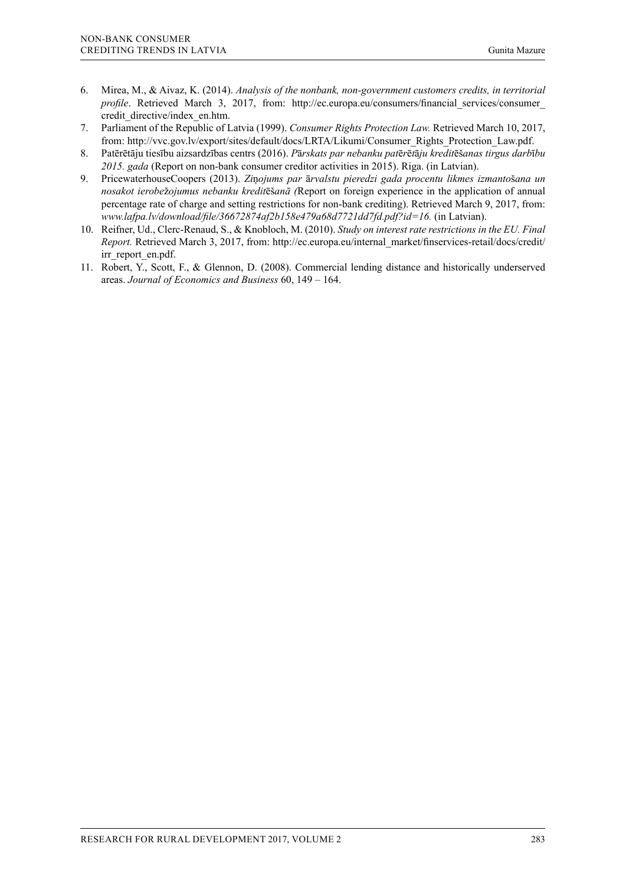6. Mirea, M., & Aivaz, K. (2014). *Analysis of the nonbank, non-government customers credits, in territorial profile*. Retrieved March 3, 2017, from: http://ec.europa.eu/consumers/financial_services/consumer_credit_directive/index_en.htm.
7. Parliament of the Republic of Latvia (1999). *Consumer Rights Protection Law.* Retrieved March 10, 2017, from: http://vvc.gov.lv/export/sites/default/docs/LRTA/Likumi/Consumer_Rights_Protection_Law.pdf.
8. Patērētāju tiesību aizsardzības centrs (2016). *Pārskats par nebanku patērētāju kreditēšanas tirgus darbību 2015. gada* (Report on non-bank consumer creditor activities in 2015). Riga. (in Latvian).
9. PricewaterhouseCoopers (2013). *Ziņojums par ārvalstu pieredzi gada procentu likmes izmantošana un nosakot ierobežojumus nebanku kreditēšanā (*Report on foreign experience in the application of annual percentage rate of charge and setting restrictions for non-bank crediting). Retrieved March 9, 2017, from: *www.lafpa.lv/download/file/36672874af2b158e479a68d7721dd7fd.pdf?id=16.* (in Latvian).
10. Reifner, Ud., Clerc-Renaud, S., & Knobloch, M. (2010). *Study on interest rate restrictions in the EU. Final Report.* Retrieved March 3, 2017, from: http://ec.europa.eu/internal_market/finservices-retail/docs/credit/irr_report_en.pdf.
11. Robert, Y., Scott, F., & Glennon, D. (2008). Commercial lending distance and historically underserved areas. *Journal of Economics and Business* 60, 149 – 164.